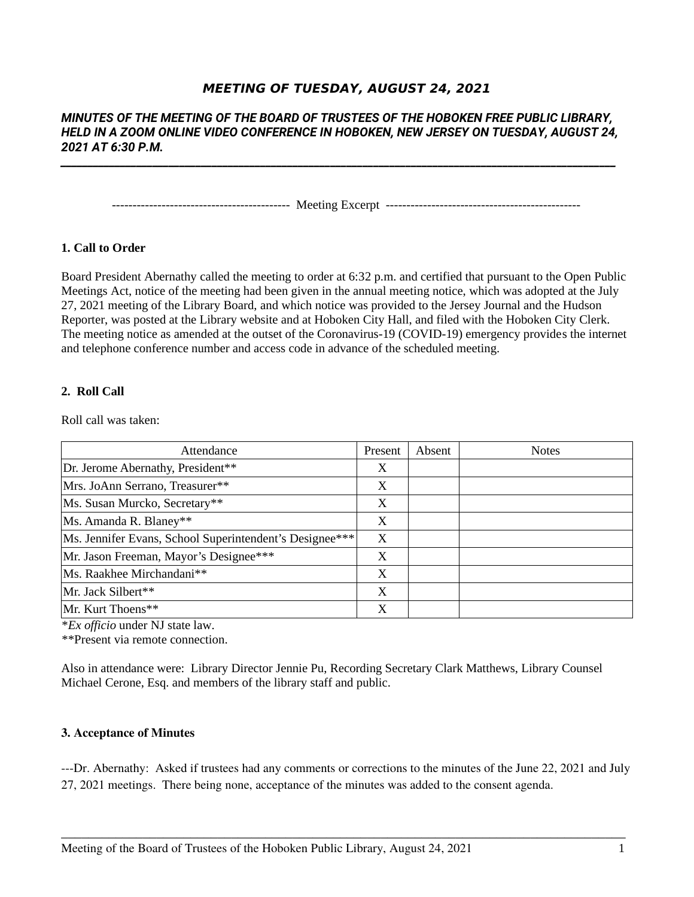# *MEETING OF TUESDAY, AUGUST 24, 2021*

***MINUTES OF THE MEETING OF THE BOARD OF TRUSTEES OF THE HOBOKEN FREE PUBLIC LIBRARY, HELD IN A ZOOM ONLINE VIDEO CONFERENCE IN HOBOKEN, NEW JERSEY ON TUESDAY, AUGUST 24, 2021 AT 6:30 P.M.***

------------------------------------------ Meeting Excerpt ----------------------------------------------

**1. Call to Order**

Board President Abernathy called the meeting to order at 6:32 p.m. and certified that pursuant to the Open Public Meetings Act, notice of the meeting had been given in the annual meeting notice, which was adopted at the July 27, 2021 meeting of the Library Board, and which notice was provided to the Jersey Journal and the Hudson Reporter, was posted at the Library website and at Hoboken City Hall, and filed with the Hoboken City Clerk. The meeting notice as amended at the outset of the Coronavirus-19 (COVID-19) emergency provides the internet and telephone conference number and access code in advance of the scheduled meeting.

**2. Roll Call**

Roll call was taken:

| Attendance | Present | Absent | Notes |
|---|---|---|---|
| Dr. Jerome Abernathy, President** | X | | |
| Mrs. JoAnn Serrano, Treasurer** | X | | |
| Ms. Susan Murcko, Secretary** | X | | |
| Ms. Amanda R. Blaney** | X | | |
| Ms. Jennifer Evans, School Superintendent's Designee*** | X | | |
| Mr. Jason Freeman, Mayor's Designee*** | X | | |
| Ms. Raakhee Mirchandani** | X | | |
| Mr. Jack Silbert** | X | | |
| Mr. Kurt Thoens** | X | | |

\**Ex officio* under NJ state law.
**Present via remote connection.

Also in attendance were: Library Director Jennie Pu, Recording Secretary Clark Matthews, Library Counsel Michael Cerone, Esq. and members of the library staff and public.

**3. Acceptance of Minutes**

---Dr. Abernathy: Asked if trustees had any comments or corrections to the minutes of the June 22, 2021 and July 27, 2021 meetings. There being none, acceptance of the minutes was added to the consent agenda.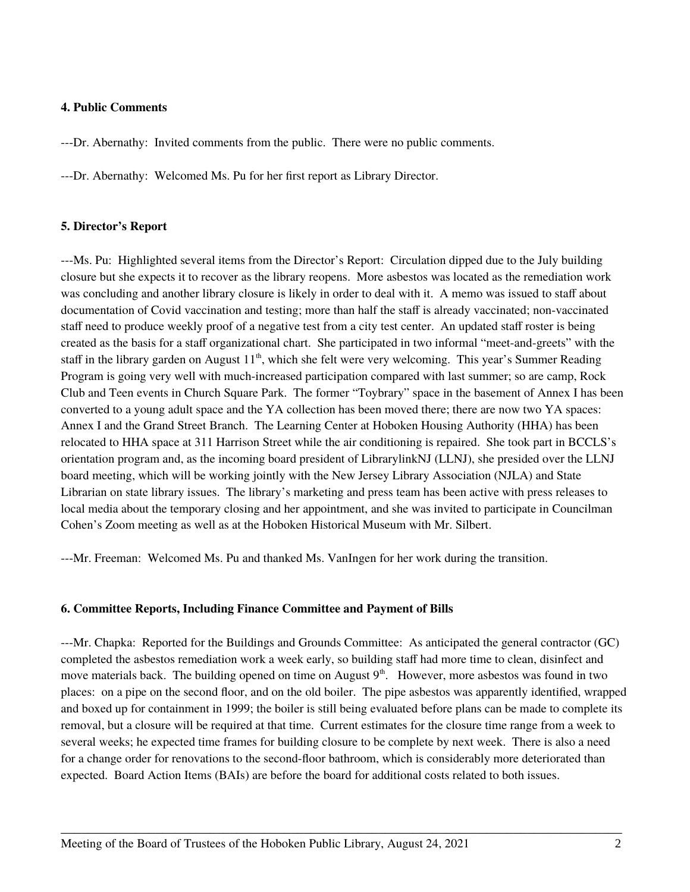**4. Public Comments**

---Dr. Abernathy: Invited comments from the public. There were no public comments.

---Dr. Abernathy: Welcomed Ms. Pu for her first report as Library Director.

**5. Director's Report**

---Ms. Pu: Highlighted several items from the Director's Report: Circulation dipped due to the July building closure but she expects it to recover as the library reopens. More asbestos was located as the remediation work was concluding and another library closure is likely in order to deal with it. A memo was issued to staff about documentation of Covid vaccination and testing; more than half the staff is already vaccinated; non-vaccinated staff need to produce weekly proof of a negative test from a city test center. An updated staff roster is being created as the basis for a staff organizational chart. She participated in two informal "meet-and-greets" with the staff in the library garden on August 11th, which she felt were very welcoming. This year's Summer Reading Program is going very well with much-increased participation compared with last summer; so are camp, Rock Club and Teen events in Church Square Park. The former "Toybrary" space in the basement of Annex I has been converted to a young adult space and the YA collection has been moved there; there are now two YA spaces: Annex I and the Grand Street Branch. The Learning Center at Hoboken Housing Authority (HHA) has been relocated to HHA space at 311 Harrison Street while the air conditioning is repaired. She took part in BCCLS's orientation program and, as the incoming board president of LibrarylinkNJ (LLNJ), she presided over the LLNJ board meeting, which will be working jointly with the New Jersey Library Association (NJLA) and State Librarian on state library issues. The library's marketing and press team has been active with press releases to local media about the temporary closing and her appointment, and she was invited to participate in Councilman Cohen's Zoom meeting as well as at the Hoboken Historical Museum with Mr. Silbert.

---Mr. Freeman: Welcomed Ms. Pu and thanked Ms. VanIngen for her work during the transition.

**6. Committee Reports, Including Finance Committee and Payment of Bills**

---Mr. Chapka: Reported for the Buildings and Grounds Committee: As anticipated the general contractor (GC) completed the asbestos remediation work a week early, so building staff had more time to clean, disinfect and move materials back. The building opened on time on August 9th. However, more asbestos was found in two places: on a pipe on the second floor, and on the old boiler. The pipe asbestos was apparently identified, wrapped and boxed up for containment in 1999; the boiler is still being evaluated before plans can be made to complete its removal, but a closure will be required at that time. Current estimates for the closure time range from a week to several weeks; he expected time frames for building closure to be complete by next week. There is also a need for a change order for renovations to the second-floor bathroom, which is considerably more deteriorated than expected. Board Action Items (BAIs) are before the board for additional costs related to both issues.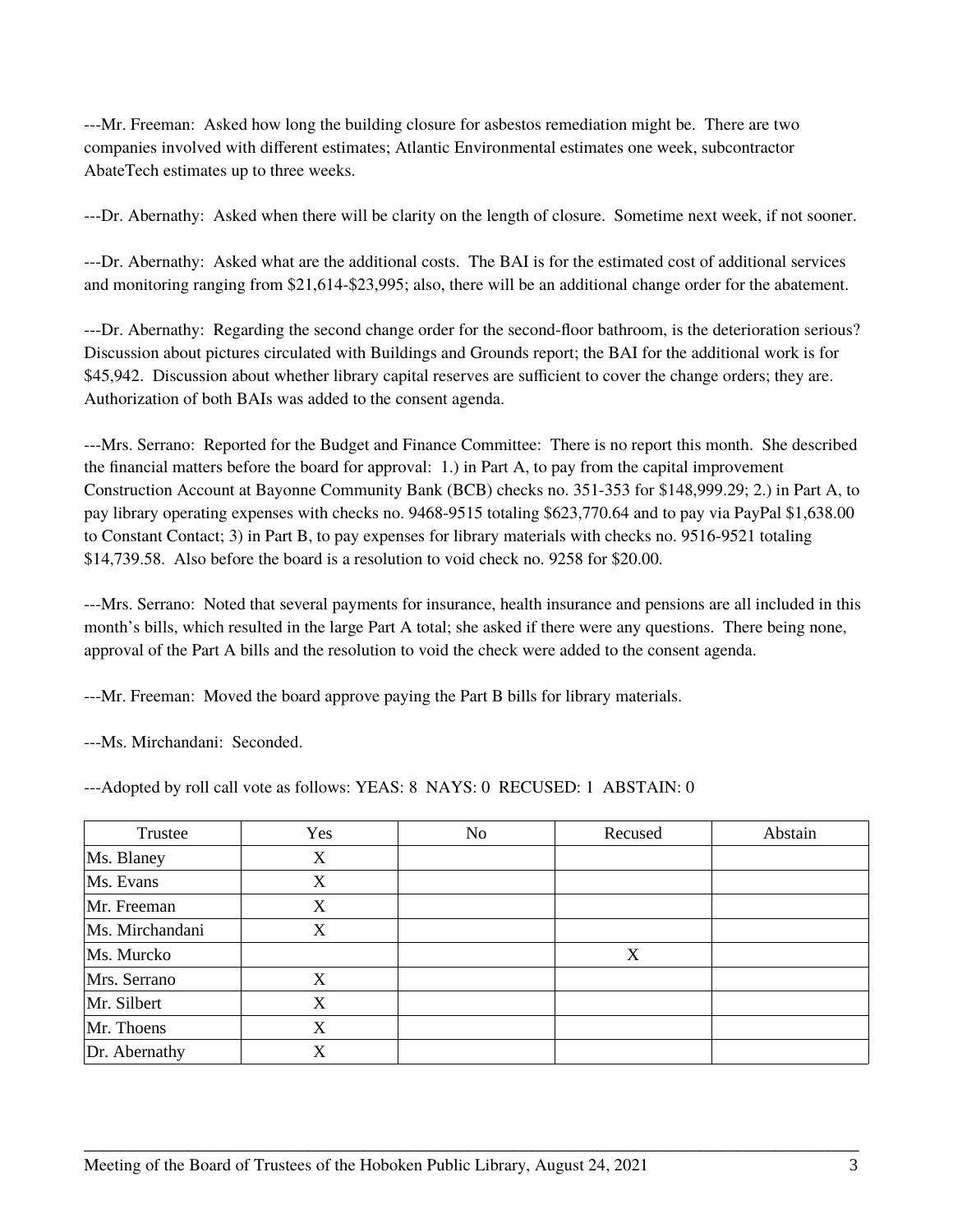---Mr. Freeman: Asked how long the building closure for asbestos remediation might be. There are two companies involved with different estimates; Atlantic Environmental estimates one week, subcontractor AbateTech estimates up to three weeks.

---Dr. Abernathy: Asked when there will be clarity on the length of closure. Sometime next week, if not sooner.

---Dr. Abernathy: Asked what are the additional costs. The BAI is for the estimated cost of additional services and monitoring ranging from $21,614-$23,995; also, there will be an additional change order for the abatement.

---Dr. Abernathy: Regarding the second change order for the second-floor bathroom, is the deterioration serious? Discussion about pictures circulated with Buildings and Grounds report; the BAI for the additional work is for $45,942. Discussion about whether library capital reserves are sufficient to cover the change orders; they are. Authorization of both BAIs was added to the consent agenda.

---Mrs. Serrano: Reported for the Budget and Finance Committee: There is no report this month. She described the financial matters before the board for approval: 1.) in Part A, to pay from the capital improvement Construction Account at Bayonne Community Bank (BCB) checks no. 351-353 for $148,999.29; 2.) in Part A, to pay library operating expenses with checks no. 9468-9515 totaling $623,770.64 and to pay via PayPal $1,638.00 to Constant Contact; 3) in Part B, to pay expenses for library materials with checks no. 9516-9521 totaling $14,739.58. Also before the board is a resolution to void check no. 9258 for $20.00.

---Mrs. Serrano: Noted that several payments for insurance, health insurance and pensions are all included in this month's bills, which resulted in the large Part A total; she asked if there were any questions. There being none, approval of the Part A bills and the resolution to void the check were added to the consent agenda.

---Mr. Freeman: Moved the board approve paying the Part B bills for library materials.

---Ms. Mirchandani: Seconded.

---Adopted by roll call vote as follows: YEAS: 8 NAYS: 0 RECUSED: 1 ABSTAIN: 0

| Trustee | Yes | No | Recused | Abstain |
|---|---|---|---|---|
| Ms. Blaney | X | | | |
| Ms. Evans | X | | | |
| Mr. Freeman | X | | | |
| Ms. Mirchandani | X | | | |
| Ms. Murcko | | | X | |
| Mrs. Serrano | X | | | |
| Mr. Silbert | X | | | |
| Mr. Thoens | X | | | |
| Dr. Abernathy | X | | | |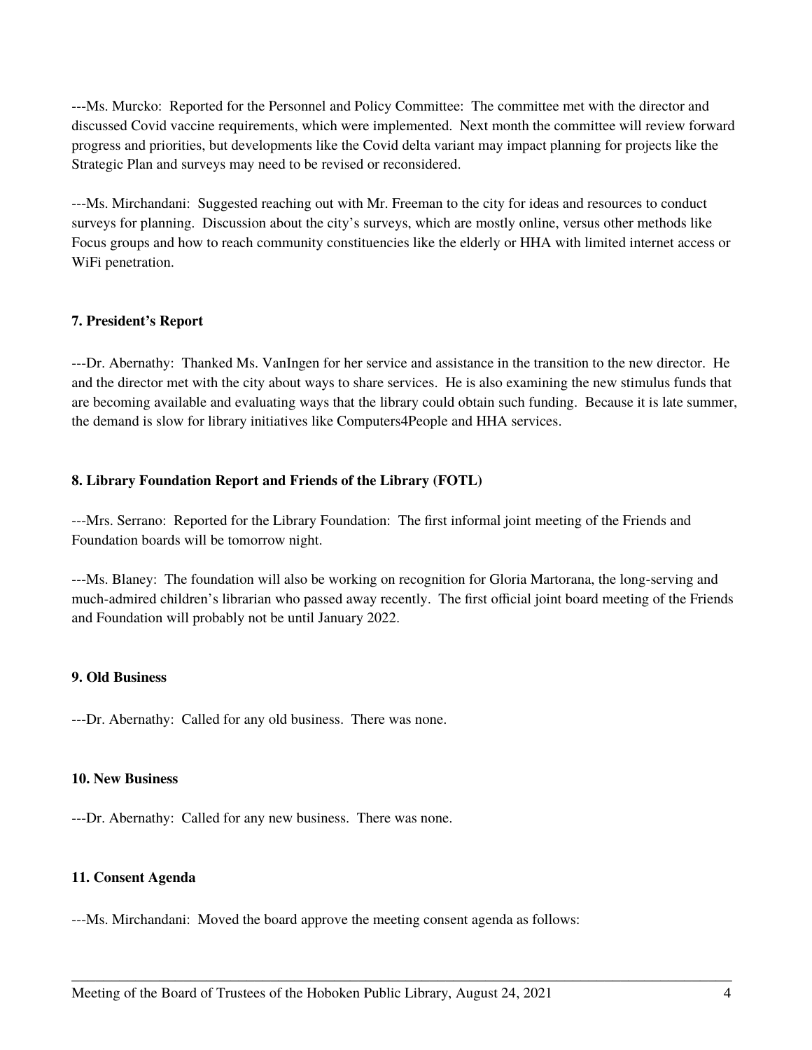---Ms. Murcko: Reported for the Personnel and Policy Committee: The committee met with the director and discussed Covid vaccine requirements, which were implemented. Next month the committee will review forward progress and priorities, but developments like the Covid delta variant may impact planning for projects like the Strategic Plan and surveys may need to be revised or reconsidered.

---Ms. Mirchandani: Suggested reaching out with Mr. Freeman to the city for ideas and resources to conduct surveys for planning. Discussion about the city's surveys, which are mostly online, versus other methods like Focus groups and how to reach community constituencies like the elderly or HHA with limited internet access or WiFi penetration.

**7. President's Report**

---Dr. Abernathy: Thanked Ms. VanIngen for her service and assistance in the transition to the new director. He and the director met with the city about ways to share services. He is also examining the new stimulus funds that are becoming available and evaluating ways that the library could obtain such funding. Because it is late summer, the demand is slow for library initiatives like Computers4People and HHA services.

**8. Library Foundation Report and Friends of the Library (FOTL)**

---Mrs. Serrano: Reported for the Library Foundation: The first informal joint meeting of the Friends and Foundation boards will be tomorrow night.

---Ms. Blaney: The foundation will also be working on recognition for Gloria Martorana, the long-serving and much-admired children's librarian who passed away recently. The first official joint board meeting of the Friends and Foundation will probably not be until January 2022.

**9. Old Business**

---Dr. Abernathy: Called for any old business. There was none.

**10. New Business**

---Dr. Abernathy: Called for any new business. There was none.

**11. Consent Agenda**

---Ms. Mirchandani: Moved the board approve the meeting consent agenda as follows: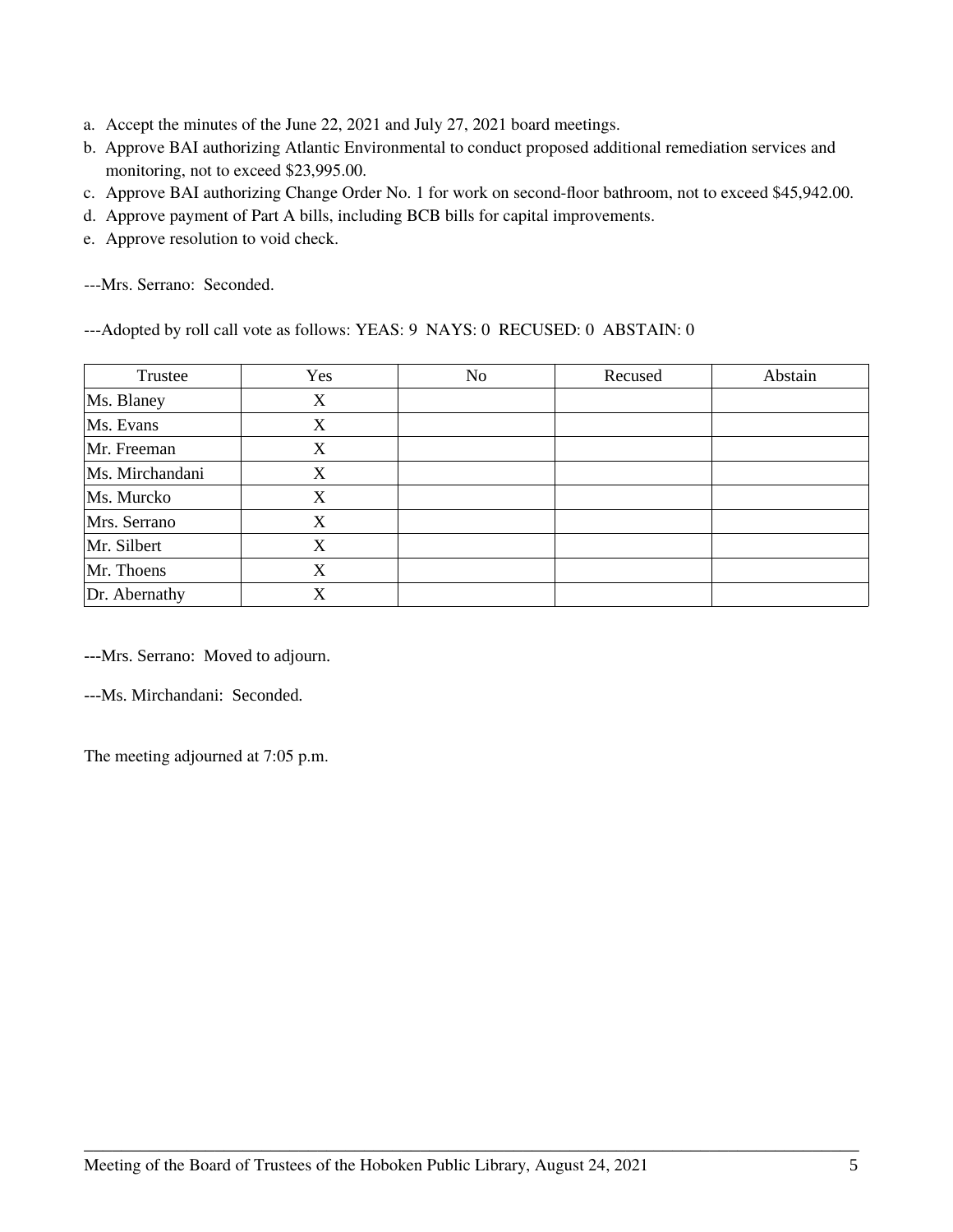a. Accept the minutes of the June 22, 2021 and July 27, 2021 board meetings.
b. Approve BAI authorizing Atlantic Environmental to conduct proposed additional remediation services and monitoring, not to exceed $23,995.00.
c. Approve BAI authorizing Change Order No. 1 for work on second-floor bathroom, not to exceed $45,942.00.
d. Approve payment of Part A bills, including BCB bills for capital improvements.
e. Approve resolution to void check.

---Mrs. Serrano: Seconded.

---Adopted by roll call vote as follows: YEAS: 9 NAYS: 0 RECUSED: 0 ABSTAIN: 0

| Trustee | Yes | No | Recused | Abstain |
|---|---|---|---|---|
| Ms. Blaney | X | | | |
| Ms. Evans | X | | | |
| Mr. Freeman | X | | | |
| Ms. Mirchandani | X | | | |
| Ms. Murcko | X | | | |
| Mrs. Serrano | X | | | |
| Mr. Silbert | X | | | |
| Mr. Thoens | X | | | |
| Dr. Abernathy | X | | | |

---Mrs. Serrano: Moved to adjourn.

---Ms. Mirchandani: Seconded.

The meeting adjourned at 7:05 p.m.